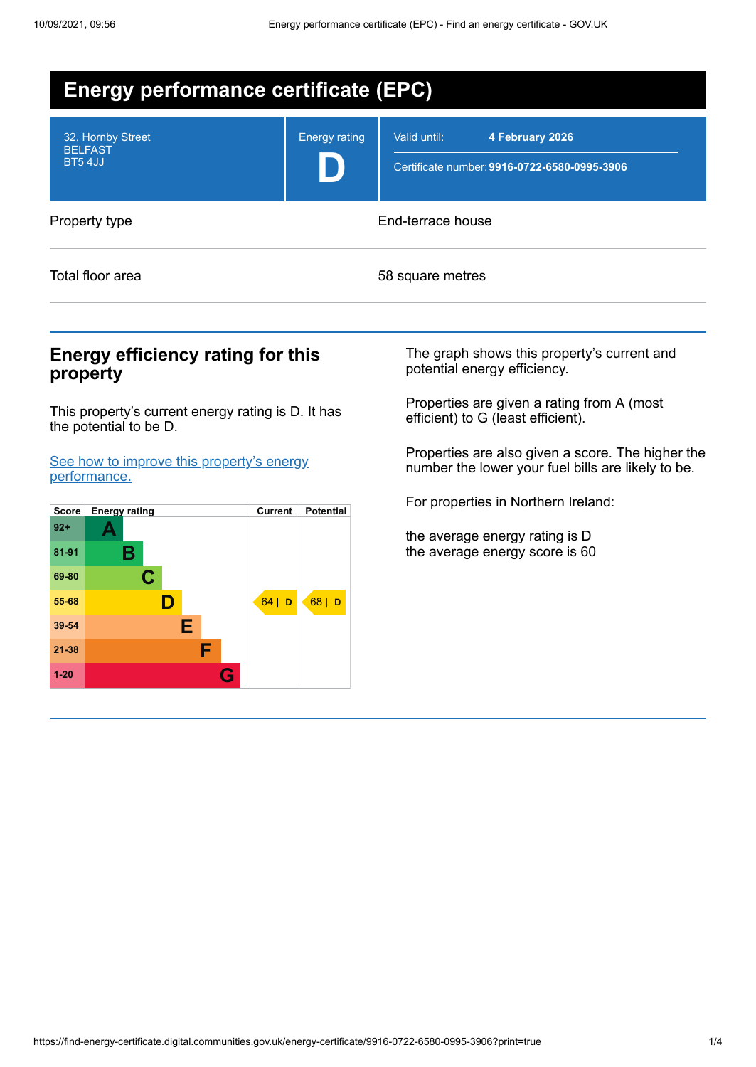# Energy performance certificate (EPC)

32, Hornby Street
BELFAST
BT5 4JJ

Energy rating
**D**

Valid until: **4 February 2026**

Certificate number: **9916-0722-6580-0995-3906**

| | |
|---|---|
| Property type | End-terrace house |
| Total floor area | 58 square metres |

## Energy efficiency rating for this property

This property's current energy rating is D. It has the potential to be D.

[See how to improve this property's energy performance.]

| Score | Energy rating | Current | Potential |
|---|---|---|---|
| 92+ | A | | |
| 81-91 | B | | |
| 69-80 | C | | |
| 55-68 | D | 64 \| D | 68 \| D |
| 39-54 | E | | |
| 21-38 | F | | |
| 1-20 | G | | |

The graph shows this property's current and potential energy efficiency.

Properties are given a rating from A (most efficient) to G (least efficient).

Properties are also given a score. The higher the number the lower your fuel bills are likely to be.

For properties in Northern Ireland:

the average energy rating is D
the average energy score is 60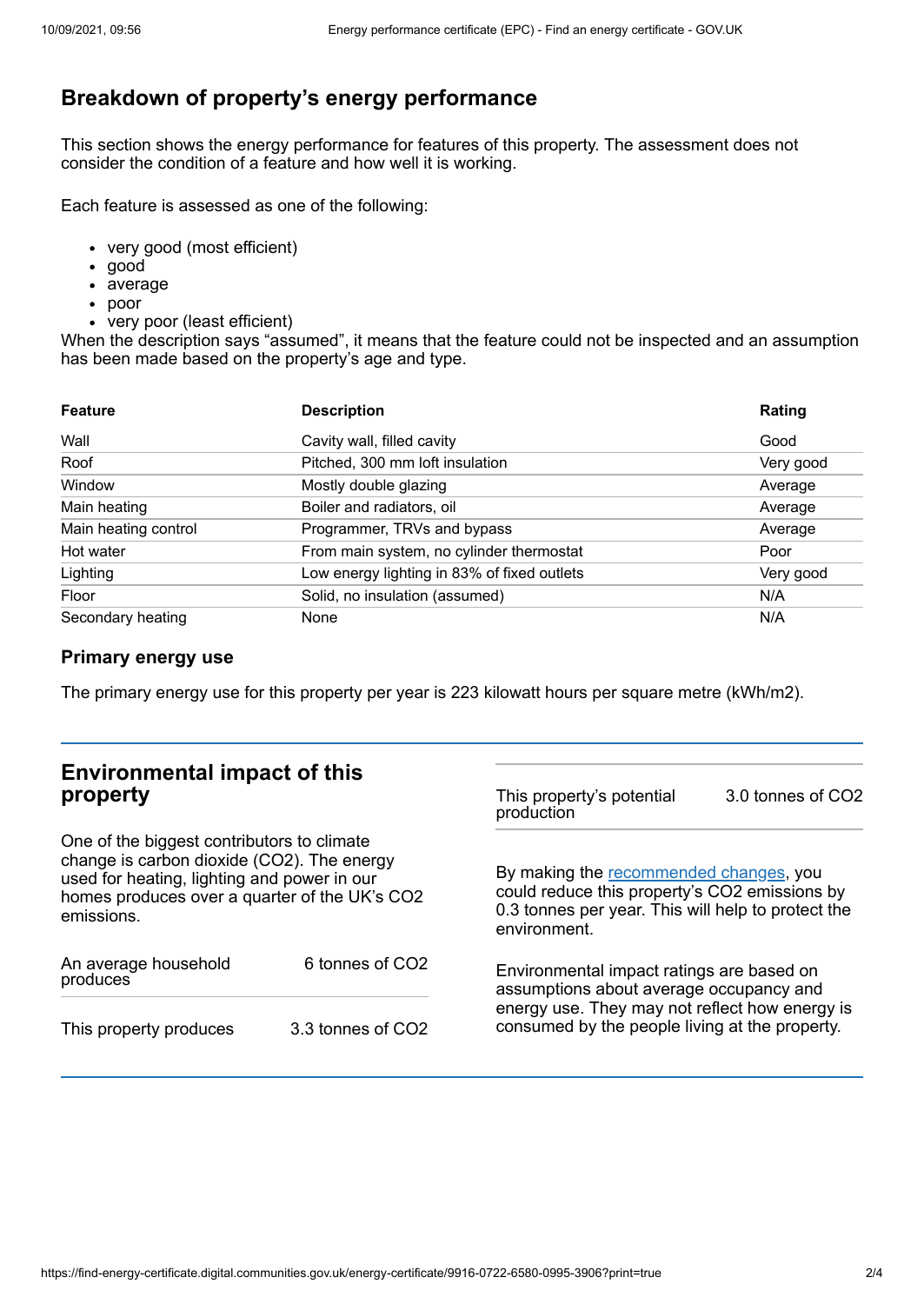## Breakdown of property's energy performance

This section shows the energy performance for features of this property. The assessment does not consider the condition of a feature and how well it is working.

Each feature is assessed as one of the following:

- very good (most efficient)
- good
- average
- poor
- very poor (least efficient)

When the description says "assumed", it means that the feature could not be inspected and an assumption has been made based on the property's age and type.

| Feature | Description | Rating |
|---|---|---|
| Wall | Cavity wall, filled cavity | Good |
| Roof | Pitched, 300 mm loft insulation | Very good |
| Window | Mostly double glazing | Average |
| Main heating | Boiler and radiators, oil | Average |
| Main heating control | Programmer, TRVs and bypass | Average |
| Hot water | From main system, no cylinder thermostat | Poor |
| Lighting | Low energy lighting in 83% of fixed outlets | Very good |
| Floor | Solid, no insulation (assumed) | N/A |
| Secondary heating | None | N/A |

### Primary energy use

The primary energy use for this property per year is 223 kilowatt hours per square metre (kWh/m2).

## Environmental impact of this property

One of the biggest contributors to climate change is carbon dioxide ($CO_2$). The energy used for heating, lighting and power in our homes produces over a quarter of the UK's $CO_2$ emissions.

| | |
|---|---|
| An average household produces | 6 tonnes of $CO_2$ |
| This property produces | 3.3 tonnes of $CO_2$ |
| This property's potential production | 3.0 tonnes of $CO_2$ |

By making the recommended changes, you could reduce this property's $CO_2$ emissions by 0.3 tonnes per year. This will help to protect the environment.

Environmental impact ratings are based on assumptions about average occupancy and energy use. They may not reflect how energy is consumed by the people living at the property.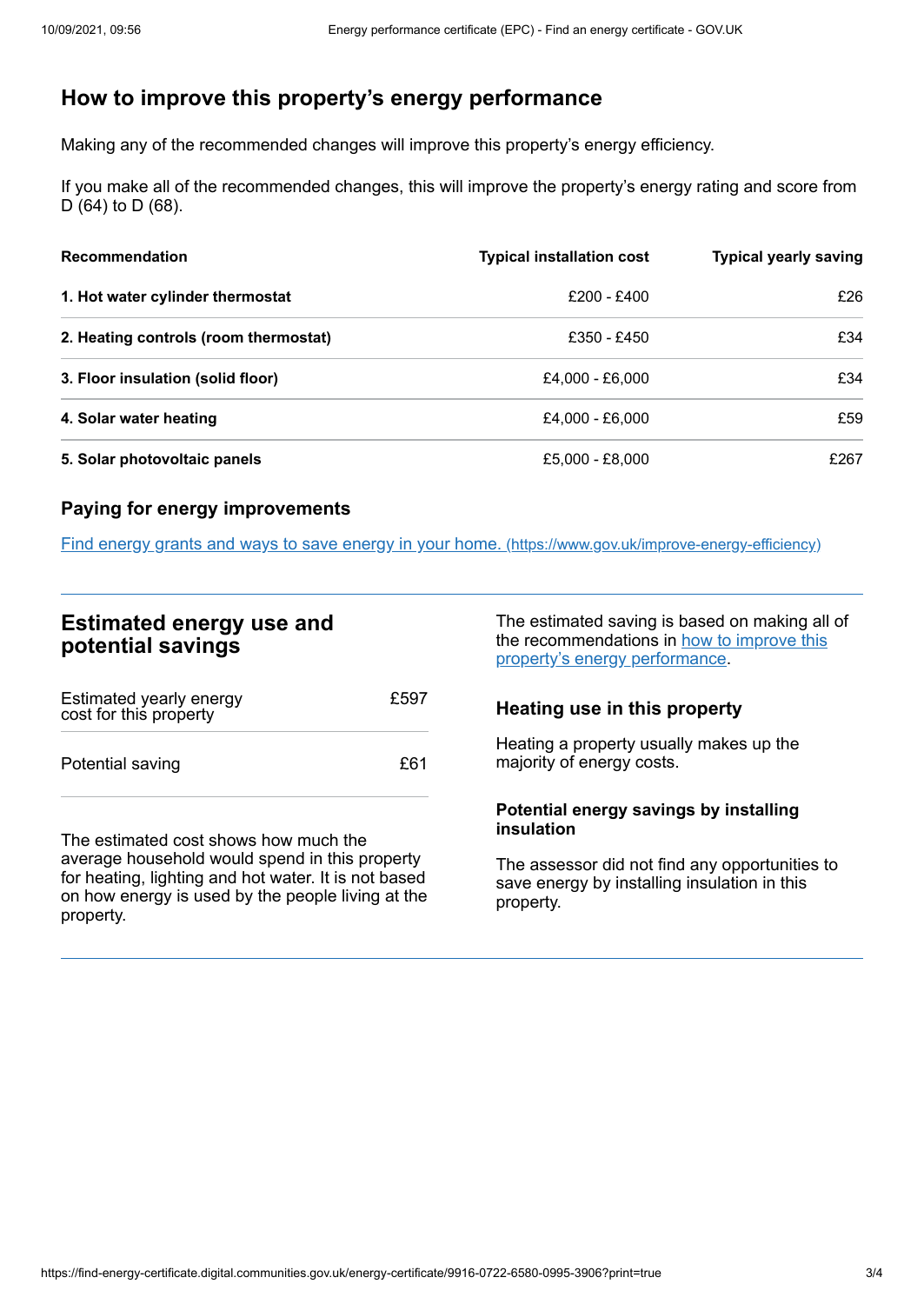## How to improve this property's energy performance

Making any of the recommended changes will improve this property's energy efficiency.

If you make all of the recommended changes, this will improve the property's energy rating and score from D (64) to D (68).

| Recommendation | Typical installation cost | Typical yearly saving |
| --- | --- | --- |
| **1. Hot water cylinder thermostat** | £200 - £400 | £26 |
| **2. Heating controls (room thermostat)** | £350 - £450 | £34 |
| **3. Floor insulation (solid floor)** | £4,000 - £6,000 | £34 |
| **4. Solar water heating** | £4,000 - £6,000 | £59 |
| **5. Solar photovoltaic panels** | £5,000 - £8,000 | £267 |

### Paying for energy improvements

[Find energy grants and ways to save energy in your home. (https://www.gov.uk/improve-energy-efficiency)](https://www.gov.uk/improve-energy-efficiency)

## Estimated energy use and potential savings

| | |
| --- | --- |
| Estimated yearly energy cost for this property | £597 |
| Potential saving | £61 |

The estimated cost shows how much the average household would spend in this property for heating, lighting and hot water. It is not based on how energy is used by the people living at the property.

The estimated saving is based on making all of the recommendations in how to improve this property's energy performance.

### Heating use in this property

Heating a property usually makes up the majority of energy costs.

#### Potential energy savings by installing insulation

The assessor did not find any opportunities to save energy by installing insulation in this property.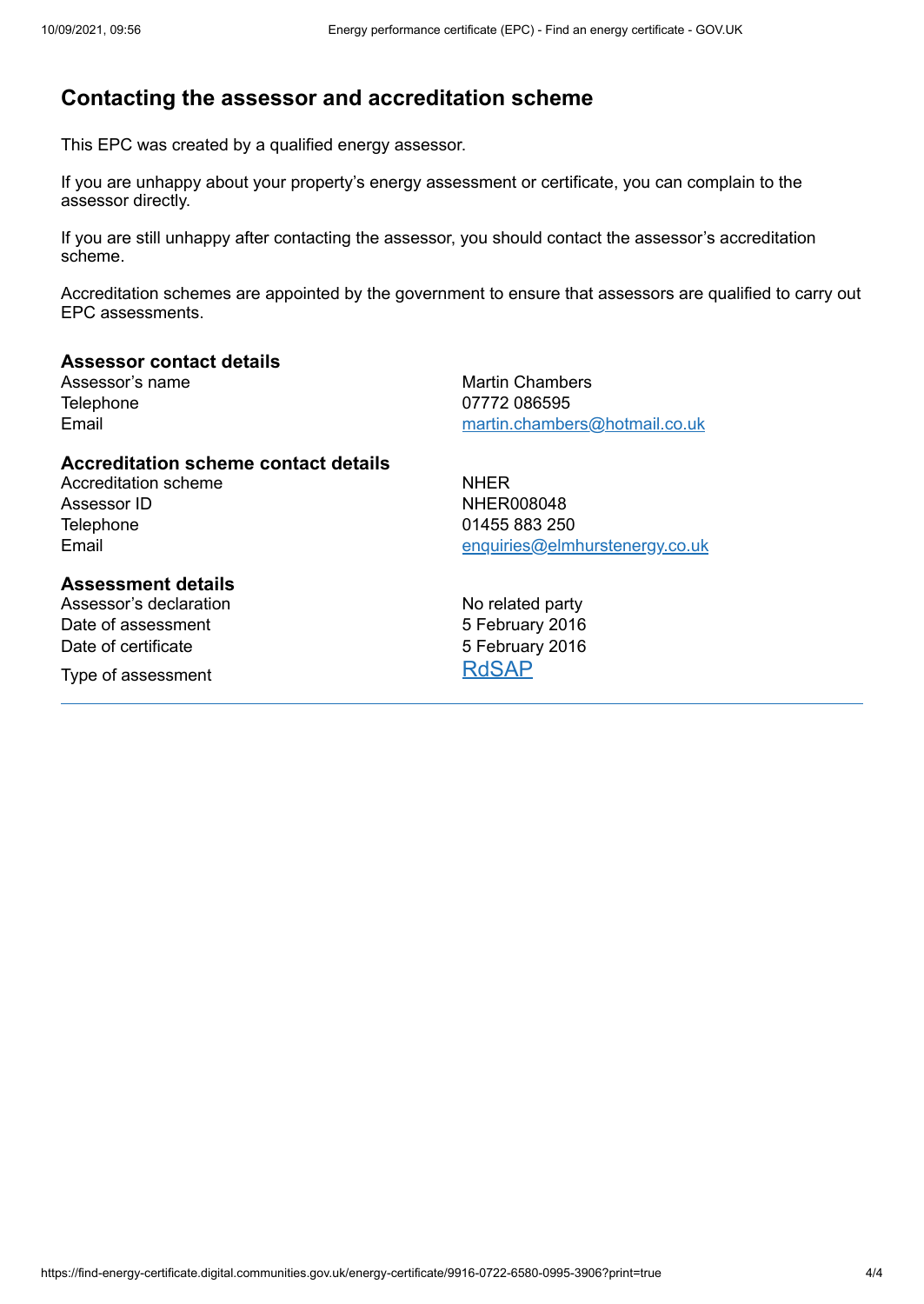## Contacting the assessor and accreditation scheme

This EPC was created by a qualified energy assessor.

If you are unhappy about your property's energy assessment or certificate, you can complain to the assessor directly.

If you are still unhappy after contacting the assessor, you should contact the assessor's accreditation scheme.

Accreditation schemes are appointed by the government to ensure that assessors are qualified to carry out EPC assessments.

### Assessor contact details

| | |
|---|---|
| Assessor's name | Martin Chambers |
| Telephone | 07772 086595 |
| Email | martin.chambers@hotmail.co.uk |

### Accreditation scheme contact details

| | |
|---|---|
| Accreditation scheme | NHER |
| Assessor ID | NHER008048 |
| Telephone | 01455 883 250 |
| Email | enquiries@elmhurstenergy.co.uk |

### Assessment details

| | |
|---|---|
| Assessor's declaration | No related party |
| Date of assessment | 5 February 2016 |
| Date of certificate | 5 February 2016 |
| Type of assessment | RdSAP |